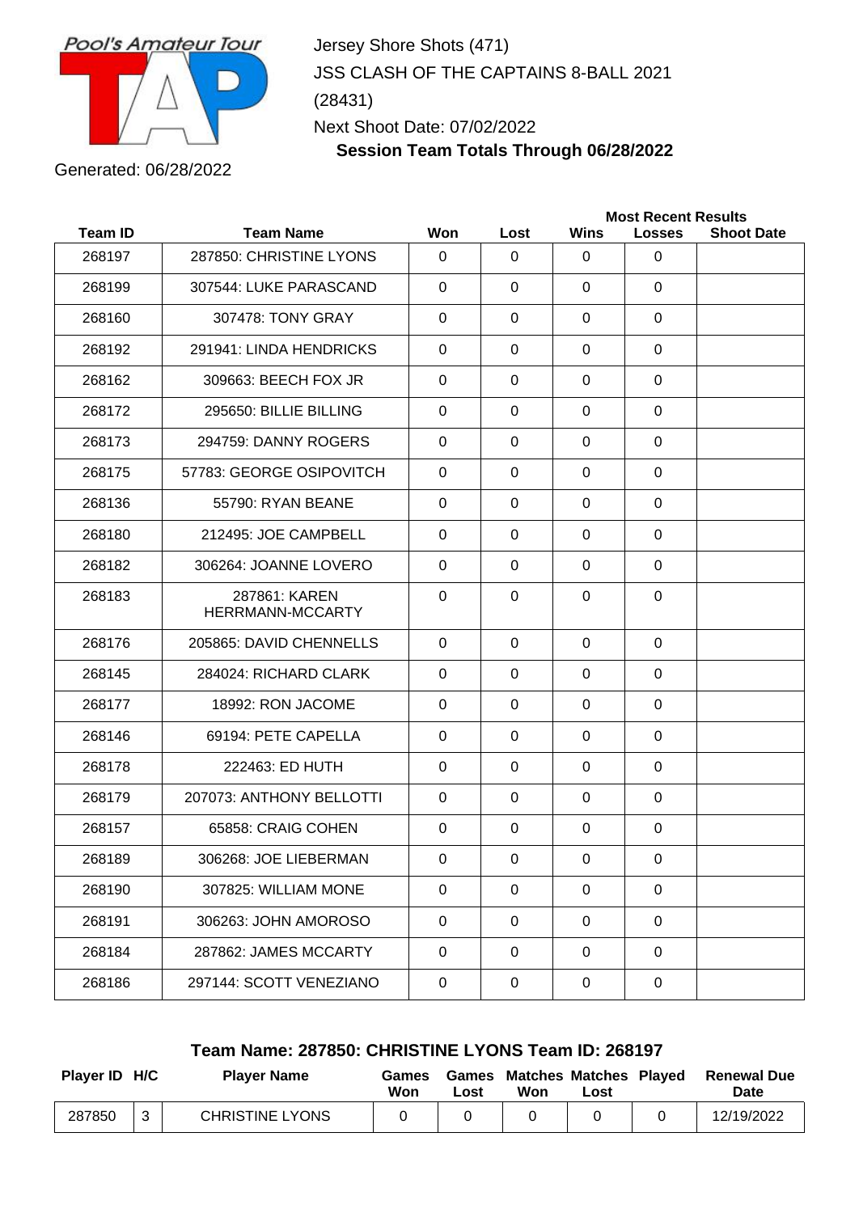Pool's Amateur Tour

Jersey Shore Shots (471)
JSS CLASH OF THE CAPTAINS 8-BALL 2021
(28431)
Next Shoot Date: 07/02/2022

**Session Team Totals Through 06/28/2022**

Generated: 06/28/2022

| Team ID | Team Name | Won | Lost | Most Recent Results Wins | Losses | Shoot Date |
|---|---|---|---|---|---|---|
| 268197 | 287850: CHRISTINE LYONS | 0 | 0 | 0 | 0 | |
| 268199 | 307544: LUKE PARASCAND | 0 | 0 | 0 | 0 | |
| 268160 | 307478: TONY GRAY | 0 | 0 | 0 | 0 | |
| 268192 | 291941: LINDA HENDRICKS | 0 | 0 | 0 | 0 | |
| 268162 | 309663: BEECH FOX JR | 0 | 0 | 0 | 0 | |
| 268172 | 295650: BILLIE BILLING | 0 | 0 | 0 | 0 | |
| 268173 | 294759: DANNY ROGERS | 0 | 0 | 0 | 0 | |
| 268175 | 57783: GEORGE OSIPOVITCH | 0 | 0 | 0 | 0 | |
| 268136 | 55790: RYAN BEANE | 0 | 0 | 0 | 0 | |
| 268180 | 212495: JOE CAMPBELL | 0 | 0 | 0 | 0 | |
| 268182 | 306264: JOANNE LOVERO | 0 | 0 | 0 | 0 | |
| 268183 | 287861: KAREN HERRMANN-MCCARTY | 0 | 0 | 0 | 0 | |
| 268176 | 205865: DAVID CHENNELLS | 0 | 0 | 0 | 0 | |
| 268145 | 284024: RICHARD CLARK | 0 | 0 | 0 | 0 | |
| 268177 | 18992: RON JACOME | 0 | 0 | 0 | 0 | |
| 268146 | 69194: PETE CAPELLA | 0 | 0 | 0 | 0 | |
| 268178 | 222463: ED HUTH | 0 | 0 | 0 | 0 | |
| 268179 | 207073: ANTHONY BELLOTTI | 0 | 0 | 0 | 0 | |
| 268157 | 65858: CRAIG COHEN | 0 | 0 | 0 | 0 | |
| 268189 | 306268: JOE LIEBERMAN | 0 | 0 | 0 | 0 | |
| 268190 | 307825: WILLIAM MONE | 0 | 0 | 0 | 0 | |
| 268191 | 306263: JOHN AMOROSO | 0 | 0 | 0 | 0 | |
| 268184 | 287862: JAMES MCCARTY | 0 | 0 | 0 | 0 | |
| 268186 | 297144: SCOTT VENEZIANO | 0 | 0 | 0 | 0 | |

### Team Name: 287850: CHRISTINE LYONS Team ID: 268197

| Player ID | H/C | Player Name | Games Won | Games Lost | Matches Won | Matches Lost | Played | Renewal Due Date |
|---|---|---|---|---|---|---|---|---|
| 287850 | 3 | CHRISTINE LYONS | 0 | 0 | 0 | 0 | 0 | 12/19/2022 |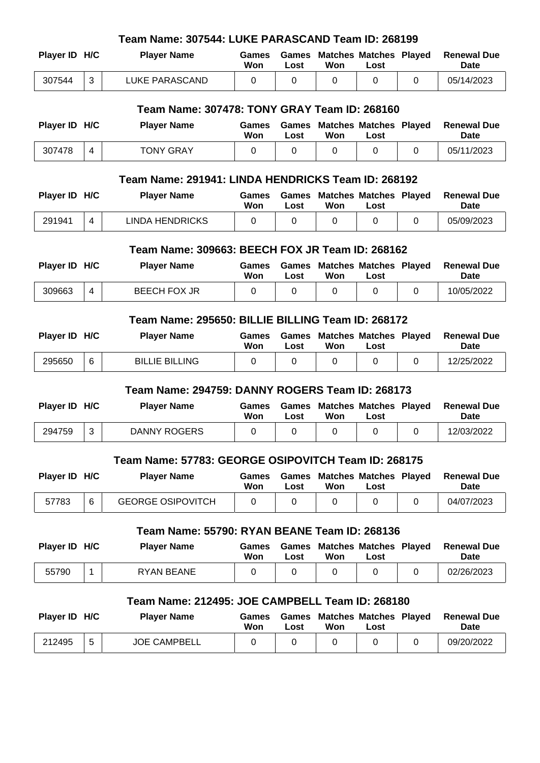### Team Name: 307544: LUKE PARASCAND Team ID: 268199

| Player ID | H/C | Player Name | Games Won | Games Lost | Matches Won | Matches Lost | Played | Renewal Due Date |
|---|---|---|---|---|---|---|---|---|
| 307544 | 3 | LUKE PARASCAND | 0 | 0 | 0 | 0 | 0 | 05/14/2023 |

### Team Name: 307478: TONY GRAY Team ID: 268160

| Player ID | H/C | Player Name | Games Won | Games Lost | Matches Won | Matches Lost | Played | Renewal Due Date |
|---|---|---|---|---|---|---|---|---|
| 307478 | 4 | TONY GRAY | 0 | 0 | 0 | 0 | 0 | 05/11/2023 |

### Team Name: 291941: LINDA HENDRICKS Team ID: 268192

| Player ID | H/C | Player Name | Games Won | Games Lost | Matches Won | Matches Lost | Played | Renewal Due Date |
|---|---|---|---|---|---|---|---|---|
| 291941 | 4 | LINDA HENDRICKS | 0 | 0 | 0 | 0 | 0 | 05/09/2023 |

### Team Name: 309663: BEECH FOX JR Team ID: 268162

| Player ID | H/C | Player Name | Games Won | Games Lost | Matches Won | Matches Lost | Played | Renewal Due Date |
|---|---|---|---|---|---|---|---|---|
| 309663 | 4 | BEECH FOX JR | 0 | 0 | 0 | 0 | 0 | 10/05/2022 |

### Team Name: 295650: BILLIE BILLING Team ID: 268172

| Player ID | H/C | Player Name | Games Won | Games Lost | Matches Won | Matches Lost | Played | Renewal Due Date |
|---|---|---|---|---|---|---|---|---|
| 295650 | 6 | BILLIE BILLING | 0 | 0 | 0 | 0 | 0 | 12/25/2022 |

### Team Name: 294759: DANNY ROGERS Team ID: 268173

| Player ID | H/C | Player Name | Games Won | Games Lost | Matches Won | Matches Lost | Played | Renewal Due Date |
|---|---|---|---|---|---|---|---|---|
| 294759 | 3 | DANNY ROGERS | 0 | 0 | 0 | 0 | 0 | 12/03/2022 |

### Team Name: 57783: GEORGE OSIPOVITCH Team ID: 268175

| Player ID | H/C | Player Name | Games Won | Games Lost | Matches Won | Matches Lost | Played | Renewal Due Date |
|---|---|---|---|---|---|---|---|---|
| 57783 | 6 | GEORGE OSIPOVITCH | 0 | 0 | 0 | 0 | 0 | 04/07/2023 |

### Team Name: 55790: RYAN BEANE Team ID: 268136

| Player ID | H/C | Player Name | Games Won | Games Lost | Matches Won | Matches Lost | Played | Renewal Due Date |
|---|---|---|---|---|---|---|---|---|
| 55790 | 1 | RYAN BEANE | 0 | 0 | 0 | 0 | 0 | 02/26/2023 |

### Team Name: 212495: JOE CAMPBELL Team ID: 268180

| Player ID | H/C | Player Name | Games Won | Games Lost | Matches Won | Matches Lost | Played | Renewal Due Date |
|---|---|---|---|---|---|---|---|---|
| 212495 | 5 | JOE CAMPBELL | 0 | 0 | 0 | 0 | 0 | 09/20/2022 |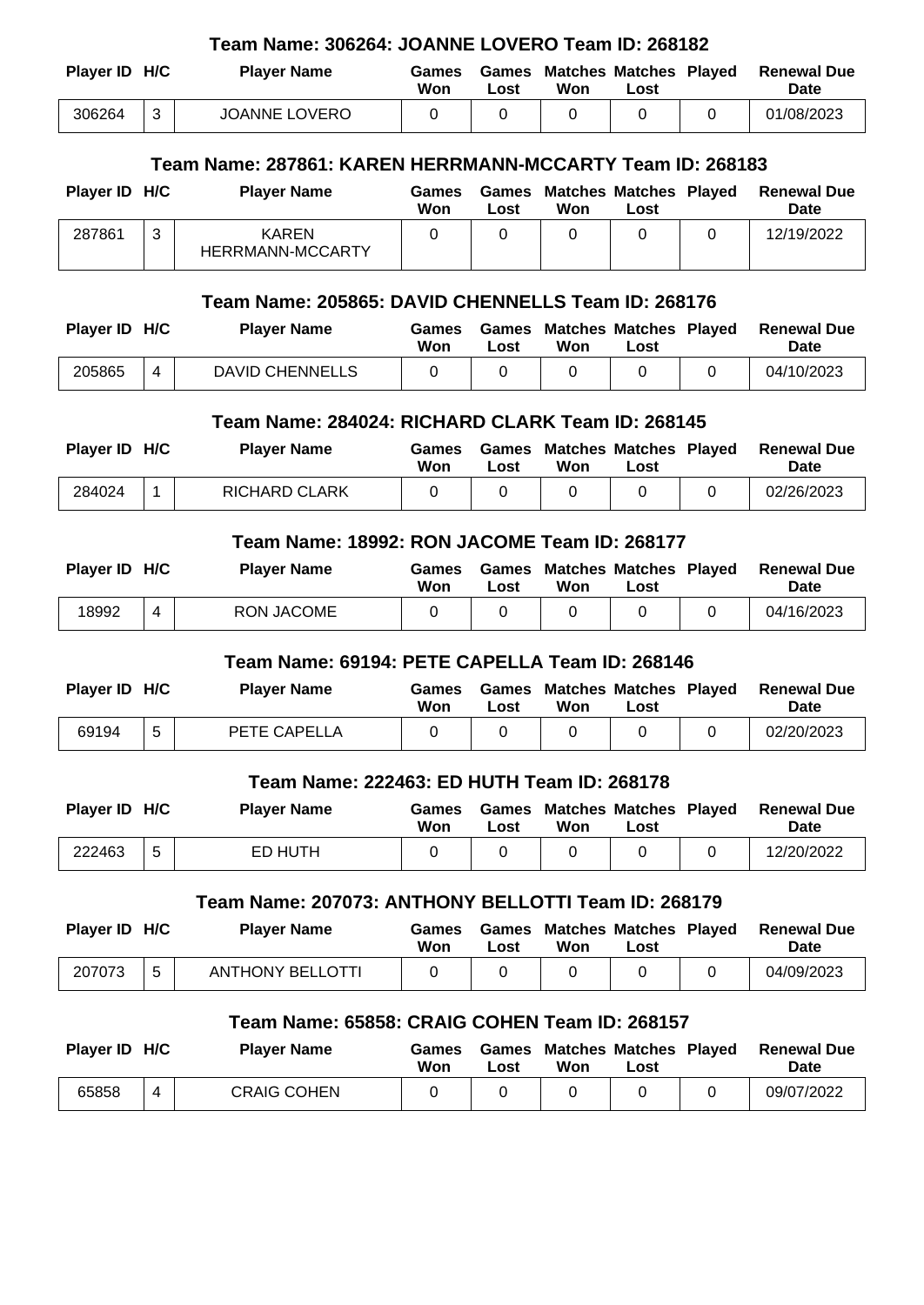### Team Name: 306264: JOANNE LOVERO Team ID: 268182

| Player ID | H/C | Player Name | Games Won | Games Lost | Matches Won | Matches Lost | Played | Renewal Due Date |
|---|---|---|---|---|---|---|---|---|
| 306264 | 3 | JOANNE LOVERO | 0 | 0 | 0 | 0 | 0 | 01/08/2023 |

### Team Name: 287861: KAREN HERRMANN-MCCARTY Team ID: 268183

| Player ID | H/C | Player Name | Games Won | Games Lost | Matches Won | Matches Lost | Played | Renewal Due Date |
|---|---|---|---|---|---|---|---|---|
| 287861 | 3 | KAREN HERRMANN-MCCARTY | 0 | 0 | 0 | 0 | 0 | 12/19/2022 |

### Team Name: 205865: DAVID CHENNELLS Team ID: 268176

| Player ID | H/C | Player Name | Games Won | Games Lost | Matches Won | Matches Lost | Played | Renewal Due Date |
|---|---|---|---|---|---|---|---|---|
| 205865 | 4 | DAVID CHENNELLS | 0 | 0 | 0 | 0 | 0 | 04/10/2023 |

### Team Name: 284024: RICHARD CLARK Team ID: 268145

| Player ID | H/C | Player Name | Games Won | Games Lost | Matches Won | Matches Lost | Played | Renewal Due Date |
|---|---|---|---|---|---|---|---|---|
| 284024 | 1 | RICHARD CLARK | 0 | 0 | 0 | 0 | 0 | 02/26/2023 |

### Team Name: 18992: RON JACOME Team ID: 268177

| Player ID | H/C | Player Name | Games Won | Games Lost | Matches Won | Matches Lost | Played | Renewal Due Date |
|---|---|---|---|---|---|---|---|---|
| 18992 | 4 | RON JACOME | 0 | 0 | 0 | 0 | 0 | 04/16/2023 |

### Team Name: 69194: PETE CAPELLA Team ID: 268146

| Player ID | H/C | Player Name | Games Won | Games Lost | Matches Won | Matches Lost | Played | Renewal Due Date |
|---|---|---|---|---|---|---|---|---|
| 69194 | 5 | PETE CAPELLA | 0 | 0 | 0 | 0 | 0 | 02/20/2023 |

### Team Name: 222463: ED HUTH Team ID: 268178

| Player ID | H/C | Player Name | Games Won | Games Lost | Matches Won | Matches Lost | Played | Renewal Due Date |
|---|---|---|---|---|---|---|---|---|
| 222463 | 5 | ED HUTH | 0 | 0 | 0 | 0 | 0 | 12/20/2022 |

### Team Name: 207073: ANTHONY BELLOTTI Team ID: 268179

| Player ID | H/C | Player Name | Games Won | Games Lost | Matches Won | Matches Lost | Played | Renewal Due Date |
|---|---|---|---|---|---|---|---|---|
| 207073 | 5 | ANTHONY BELLOTTI | 0 | 0 | 0 | 0 | 0 | 04/09/2023 |

### Team Name: 65858: CRAIG COHEN Team ID: 268157

| Player ID | H/C | Player Name | Games Won | Games Lost | Matches Won | Matches Lost | Played | Renewal Due Date |
|---|---|---|---|---|---|---|---|---|
| 65858 | 4 | CRAIG COHEN | 0 | 0 | 0 | 0 | 0 | 09/07/2022 |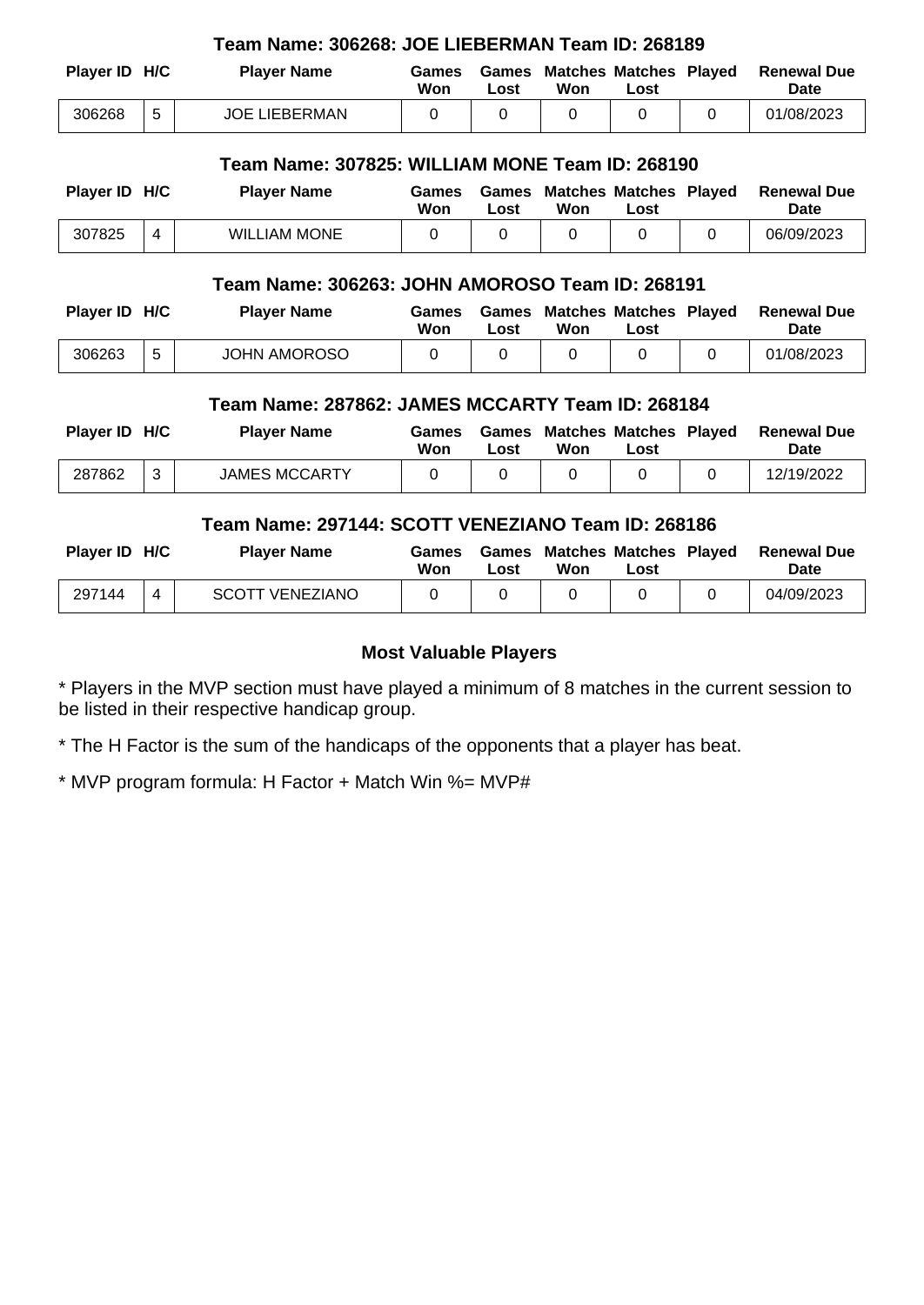### Team Name: 306268: JOE LIEBERMAN Team ID: 268189

| Player ID | H/C | Player Name | Games Won | Games Lost | Matches Won | Matches Lost | Played | Renewal Due Date |
|---|---|---|---|---|---|---|---|---|
| 306268 | 5 | JOE LIEBERMAN | 0 | 0 | 0 | 0 | 0 | 01/08/2023 |

### Team Name: 307825: WILLIAM MONE Team ID: 268190

| Player ID | H/C | Player Name | Games Won | Games Lost | Matches Won | Matches Lost | Played | Renewal Due Date |
|---|---|---|---|---|---|---|---|---|
| 307825 | 4 | WILLIAM MONE | 0 | 0 | 0 | 0 | 0 | 06/09/2023 |

### Team Name: 306263: JOHN AMOROSO Team ID: 268191

| Player ID | H/C | Player Name | Games Won | Games Lost | Matches Won | Matches Lost | Played | Renewal Due Date |
|---|---|---|---|---|---|---|---|---|
| 306263 | 5 | JOHN AMOROSO | 0 | 0 | 0 | 0 | 0 | 01/08/2023 |

### Team Name: 287862: JAMES MCCARTY Team ID: 268184

| Player ID | H/C | Player Name | Games Won | Games Lost | Matches Won | Matches Lost | Played | Renewal Due Date |
|---|---|---|---|---|---|---|---|---|
| 287862 | 3 | JAMES MCCARTY | 0 | 0 | 0 | 0 | 0 | 12/19/2022 |

### Team Name: 297144: SCOTT VENEZIANO Team ID: 268186

| Player ID | H/C | Player Name | Games Won | Games Lost | Matches Won | Matches Lost | Played | Renewal Due Date |
|---|---|---|---|---|---|---|---|---|
| 297144 | 4 | SCOTT VENEZIANO | 0 | 0 | 0 | 0 | 0 | 04/09/2023 |

### Most Valuable Players

* Players in the MVP section must have played a minimum of 8 matches in the current session to be listed in their respective handicap group.

* The H Factor is the sum of the handicaps of the opponents that a player has beat.

* MVP program formula: H Factor + Match Win %= MVP#